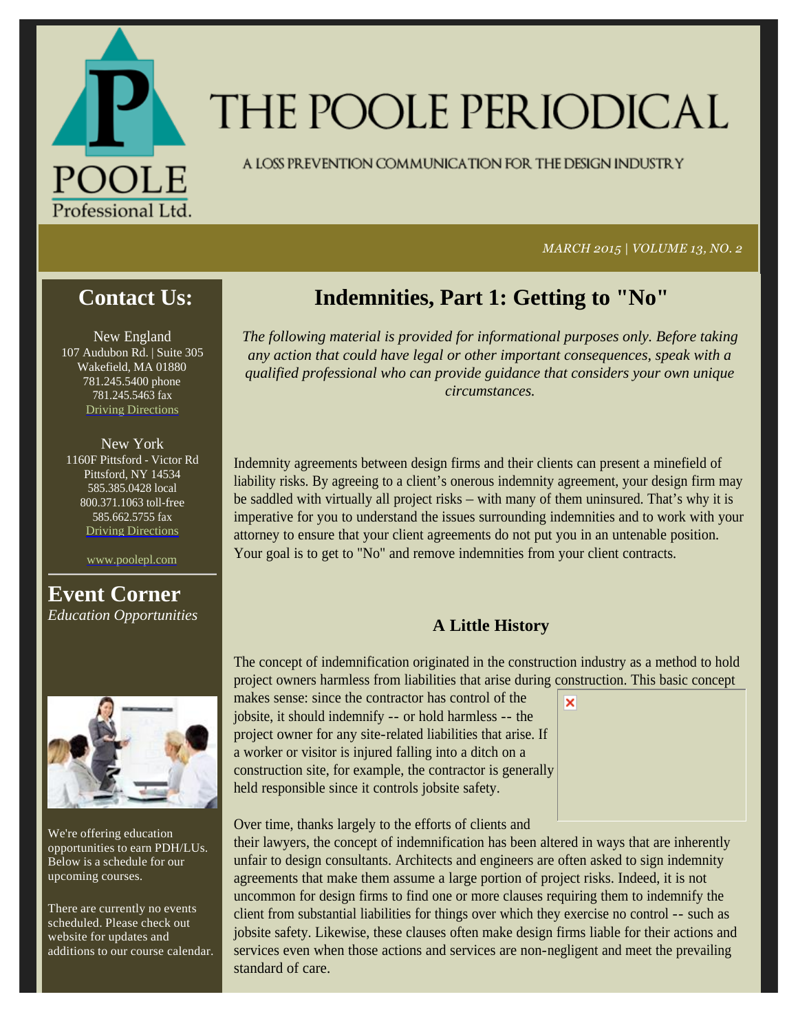# THE POOLE PERIODICAL

A LOSS PREVENTION COMMUNICATION FOR THE DESIGN INDUSTRY

*MARCH 2015 | VOLUME 13, NO. 2*

## Contact Us:

New England
107 Audubon Rd. | Suite 305
Wakefield, MA 01880
781.245.5400 phone
781.245.5463 fax
Driving Directions

New York
1160F Pittsford - Victor Rd
Pittsford, NY 14534
585.385.0428 local
800.371.1063 toll-free
585.662.5755 fax
Driving Directions

www.poolepl.com

## Event Corner

*Education Opportunities*

We're offering education opportunities to earn PDH/LUs. Below is a schedule for our upcoming courses.

There are currently no events scheduled. Please check out website for updates and additions to our course calendar.

# Indemnities, Part 1: Getting to "No"

*The following material is provided for informational purposes only. Before taking any action that could have legal or other important consequences, speak with a qualified professional who can provide guidance that considers your own unique circumstances.*

Indemnity agreements between design firms and their clients can present a minefield of liability risks. By agreeing to a client's onerous indemnity agreement, your design firm may be saddled with virtually all project risks – with many of them uninsured. That's why it is imperative for you to understand the issues surrounding indemnities and to work with your attorney to ensure that your client agreements do not put you in an untenable position. Your goal is to get to "No" and remove indemnities from your client contracts.

### A Little History

The concept of indemnification originated in the construction industry as a method to hold project owners harmless from liabilities that arise during construction. This basic concept makes sense: since the contractor has control of the jobsite, it should indemnify -- or hold harmless -- the project owner for any site-related liabilities that arise. If a worker or visitor is injured falling into a ditch on a construction site, for example, the contractor is generally held responsible since it controls jobsite safety.

Over time, thanks largely to the efforts of clients and their lawyers, the concept of indemnification has been altered in ways that are inherently unfair to design consultants. Architects and engineers are often asked to sign indemnity agreements that make them assume a large portion of project risks. Indeed, it is not uncommon for design firms to find one or more clauses requiring them to indemnify the client from substantial liabilities for things over which they exercise no control -- such as jobsite safety. Likewise, these clauses often make design firms liable for their actions and services even when those actions and services are non-negligent and meet the prevailing standard of care.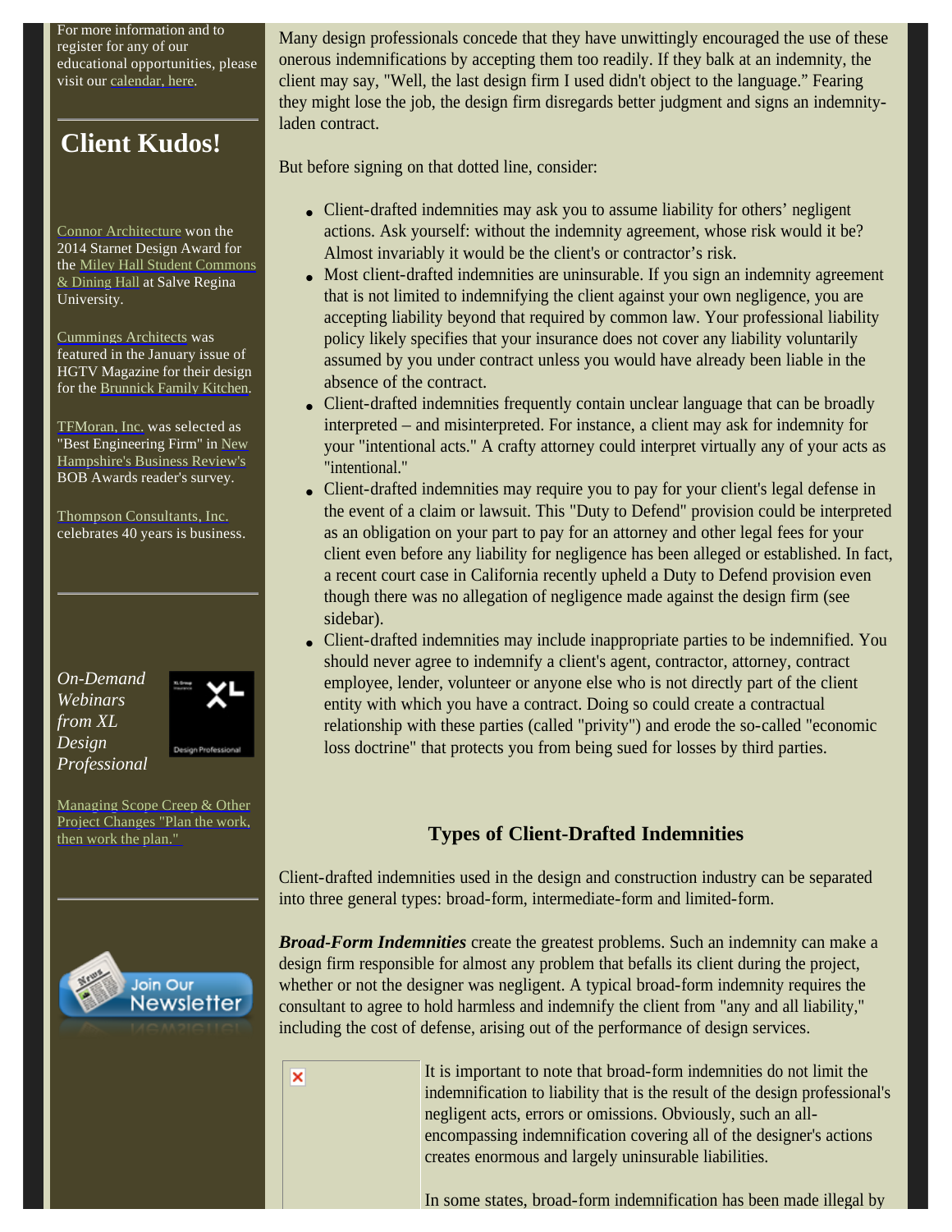For more information and to register for any of our educational opportunities, please visit our calendar, here.

## Client Kudos!

Connor Architecture won the 2014 Starnet Design Award for the Miley Hall Student Commons & Dining Hall at Salve Regina University.

Cummings Architects was featured in the January issue of HGTV Magazine for their design for the Brunnick Family Kitchen.

TFMoran, Inc. was selected as "Best Engineering Firm" in New Hampshire's Business Review's BOB Awards reader's survey.

Thompson Consultants, Inc. celebrates 40 years is business.

*On-Demand Webinars from XL Design Professional*

Managing Scope Creep & Other Project Changes "Plan the work, then work the plan."

Join Our Newsletter

Many design professionals concede that they have unwittingly encouraged the use of these onerous indemnifications by accepting them too readily. If they balk at an indemnity, the client may say, "Well, the last design firm I used didn't object to the language." Fearing they might lose the job, the design firm disregards better judgment and signs an indemnity-laden contract.

But before signing on that dotted line, consider:

- Client-drafted indemnities may ask you to assume liability for others' negligent actions. Ask yourself: without the indemnity agreement, whose risk would it be? Almost invariably it would be the client's or contractor's risk.
- Most client-drafted indemnities are uninsurable. If you sign an indemnity agreement that is not limited to indemnifying the client against your own negligence, you are accepting liability beyond that required by common law. Your professional liability policy likely specifies that your insurance does not cover any liability voluntarily assumed by you under contract unless you would have already been liable in the absence of the contract.
- Client-drafted indemnities frequently contain unclear language that can be broadly interpreted – and misinterpreted. For instance, a client may ask for indemnity for your "intentional acts." A crafty attorney could interpret virtually any of your acts as "intentional."
- Client-drafted indemnities may require you to pay for your client's legal defense in the event of a claim or lawsuit. This "Duty to Defend" provision could be interpreted as an obligation on your part to pay for an attorney and other legal fees for your client even before any liability for negligence has been alleged or established. In fact, a recent court case in California recently upheld a Duty to Defend provision even though there was no allegation of negligence made against the design firm (see sidebar).
- Client-drafted indemnities may include inappropriate parties to be indemnified. You should never agree to indemnify a client's agent, contractor, attorney, contract employee, lender, volunteer or anyone else who is not directly part of the client entity with which you have a contract. Doing so could create a contractual relationship with these parties (called "privity") and erode the so-called "economic loss doctrine" that protects you from being sued for losses by third parties.

### Types of Client-Drafted Indemnities

Client-drafted indemnities used in the design and construction industry can be separated into three general types: broad-form, intermediate-form and limited-form.

***Broad-Form Indemnities*** create the greatest problems. Such an indemnity can make a design firm responsible for almost any problem that befalls its client during the project, whether or not the designer was negligent. A typical broad-form indemnity requires the consultant to agree to hold harmless and indemnify the client from "any and all liability," including the cost of defense, arising out of the performance of design services.

It is important to note that broad-form indemnities do not limit the indemnification to liability that is the result of the design professional's negligent acts, errors or omissions. Obviously, such an all-encompassing indemnification covering all of the designer's actions creates enormous and largely uninsurable liabilities.

In some states, broad-form indemnification has been made illegal by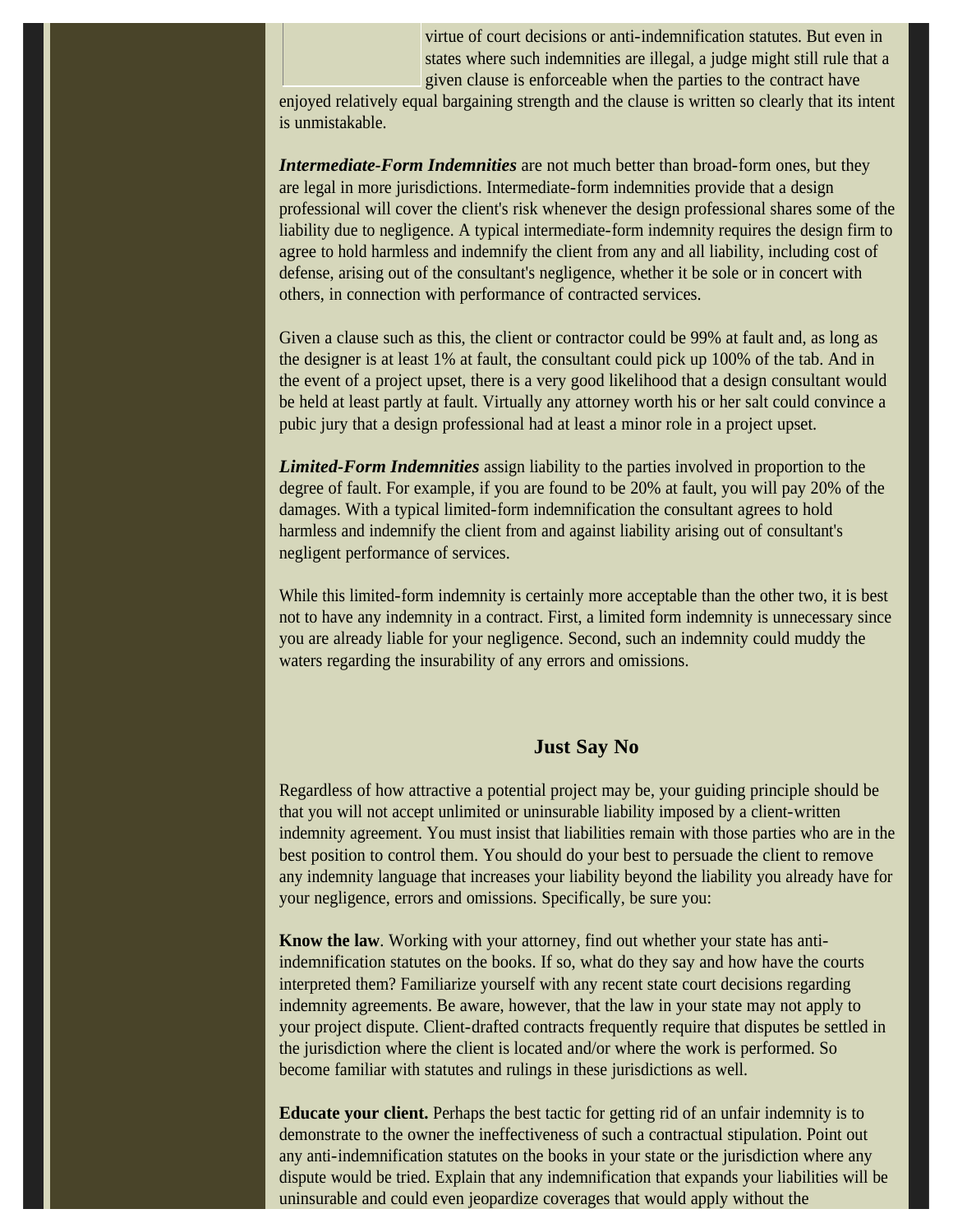virtue of court decisions or anti-indemnification statutes. But even in states where such indemnities are illegal, a judge might still rule that a given clause is enforceable when the parties to the contract have enjoyed relatively equal bargaining strength and the clause is written so clearly that its intent is unmistakable.

***Intermediate-Form Indemnities*** are not much better than broad-form ones, but they are legal in more jurisdictions. Intermediate-form indemnities provide that a design professional will cover the client's risk whenever the design professional shares some of the liability due to negligence. A typical intermediate-form indemnity requires the design firm to agree to hold harmless and indemnify the client from any and all liability, including cost of defense, arising out of the consultant's negligence, whether it be sole or in concert with others, in connection with performance of contracted services.

Given a clause such as this, the client or contractor could be 99% at fault and, as long as the designer is at least 1% at fault, the consultant could pick up 100% of the tab. And in the event of a project upset, there is a very good likelihood that a design consultant would be held at least partly at fault. Virtually any attorney worth his or her salt could convince a pubic jury that a design professional had at least a minor role in a project upset.

***Limited-Form Indemnities*** assign liability to the parties involved in proportion to the degree of fault. For example, if you are found to be 20% at fault, you will pay 20% of the damages. With a typical limited-form indemnification the consultant agrees to hold harmless and indemnify the client from and against liability arising out of consultant's negligent performance of services.

While this limited-form indemnity is certainly more acceptable than the other two, it is best not to have any indemnity in a contract. First, a limited form indemnity is unnecessary since you are already liable for your negligence. Second, such an indemnity could muddy the waters regarding the insurability of any errors and omissions.

## Just Say No

Regardless of how attractive a potential project may be, your guiding principle should be that you will not accept unlimited or uninsurable liability imposed by a client-written indemnity agreement. You must insist that liabilities remain with those parties who are in the best position to control them. You should do your best to persuade the client to remove any indemnity language that increases your liability beyond the liability you already have for your negligence, errors and omissions. Specifically, be sure you:

**Know the law**. Working with your attorney, find out whether your state has anti-indemnification statutes on the books. If so, what do they say and how have the courts interpreted them? Familiarize yourself with any recent state court decisions regarding indemnity agreements. Be aware, however, that the law in your state may not apply to your project dispute. Client-drafted contracts frequently require that disputes be settled in the jurisdiction where the client is located and/or where the work is performed. So become familiar with statutes and rulings in these jurisdictions as well.

**Educate your client.** Perhaps the best tactic for getting rid of an unfair indemnity is to demonstrate to the owner the ineffectiveness of such a contractual stipulation. Point out any anti-indemnification statutes on the books in your state or the jurisdiction where any dispute would be tried. Explain that any indemnification that expands your liabilities will be uninsurable and could even jeopardize coverages that would apply without the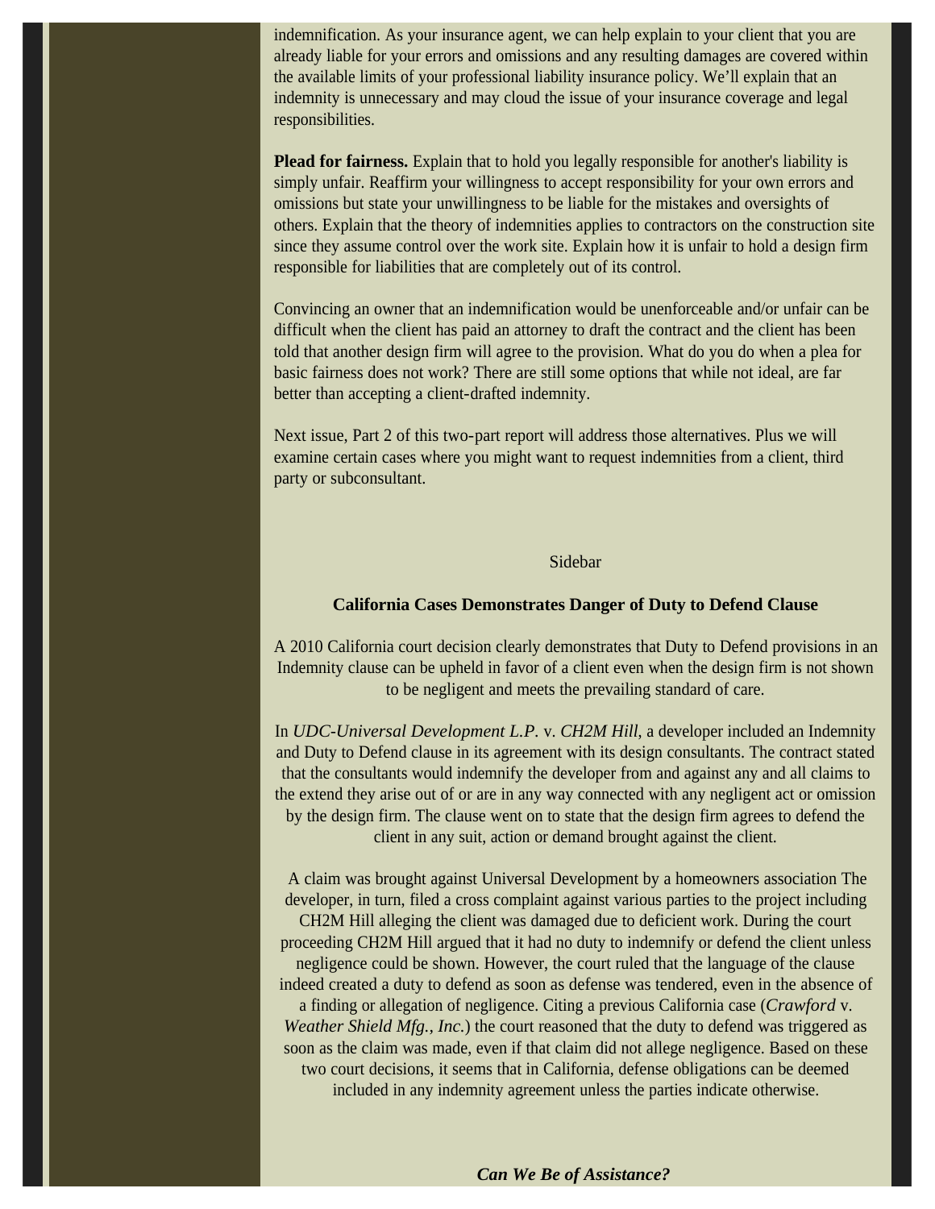indemnification. As your insurance agent, we can help explain to your client that you are already liable for your errors and omissions and any resulting damages are covered within the available limits of your professional liability insurance policy. We'll explain that an indemnity is unnecessary and may cloud the issue of your insurance coverage and legal responsibilities.

**Plead for fairness.** Explain that to hold you legally responsible for another's liability is simply unfair. Reaffirm your willingness to accept responsibility for your own errors and omissions but state your unwillingness to be liable for the mistakes and oversights of others. Explain that the theory of indemnities applies to contractors on the construction site since they assume control over the work site. Explain how it is unfair to hold a design firm responsible for liabilities that are completely out of its control.

Convincing an owner that an indemnification would be unenforceable and/or unfair can be difficult when the client has paid an attorney to draft the contract and the client has been told that another design firm will agree to the provision. What do you do when a plea for basic fairness does not work? There are still some options that while not ideal, are far better than accepting a client-drafted indemnity.

Next issue, Part 2 of this two-part report will address those alternatives. Plus we will examine certain cases where you might want to request indemnities from a client, third party or subconsultant.

Sidebar

**California Cases Demonstrates Danger of Duty to Defend Clause**

A 2010 California court decision clearly demonstrates that Duty to Defend provisions in an Indemnity clause can be upheld in favor of a client even when the design firm is not shown to be negligent and meets the prevailing standard of care.

In *UDC-Universal Development L.P.* v. *CH2M Hill*, a developer included an Indemnity and Duty to Defend clause in its agreement with its design consultants. The contract stated that the consultants would indemnify the developer from and against any and all claims to the extend they arise out of or are in any way connected with any negligent act or omission by the design firm. The clause went on to state that the design firm agrees to defend the client in any suit, action or demand brought against the client.

A claim was brought against Universal Development by a homeowners association The developer, in turn, filed a cross complaint against various parties to the project including CH2M Hill alleging the client was damaged due to deficient work. During the court proceeding CH2M Hill argued that it had no duty to indemnify or defend the client unless negligence could be shown. However, the court ruled that the language of the clause indeed created a duty to defend as soon as defense was tendered, even in the absence of a finding or allegation of negligence. Citing a previous California case (*Crawford* v. *Weather Shield Mfg., Inc.*) the court reasoned that the duty to defend was triggered as soon as the claim was made, even if that claim did not allege negligence. Based on these two court decisions, it seems that in California, defense obligations can be deemed included in any indemnity agreement unless the parties indicate otherwise.

***Can We Be of Assistance?***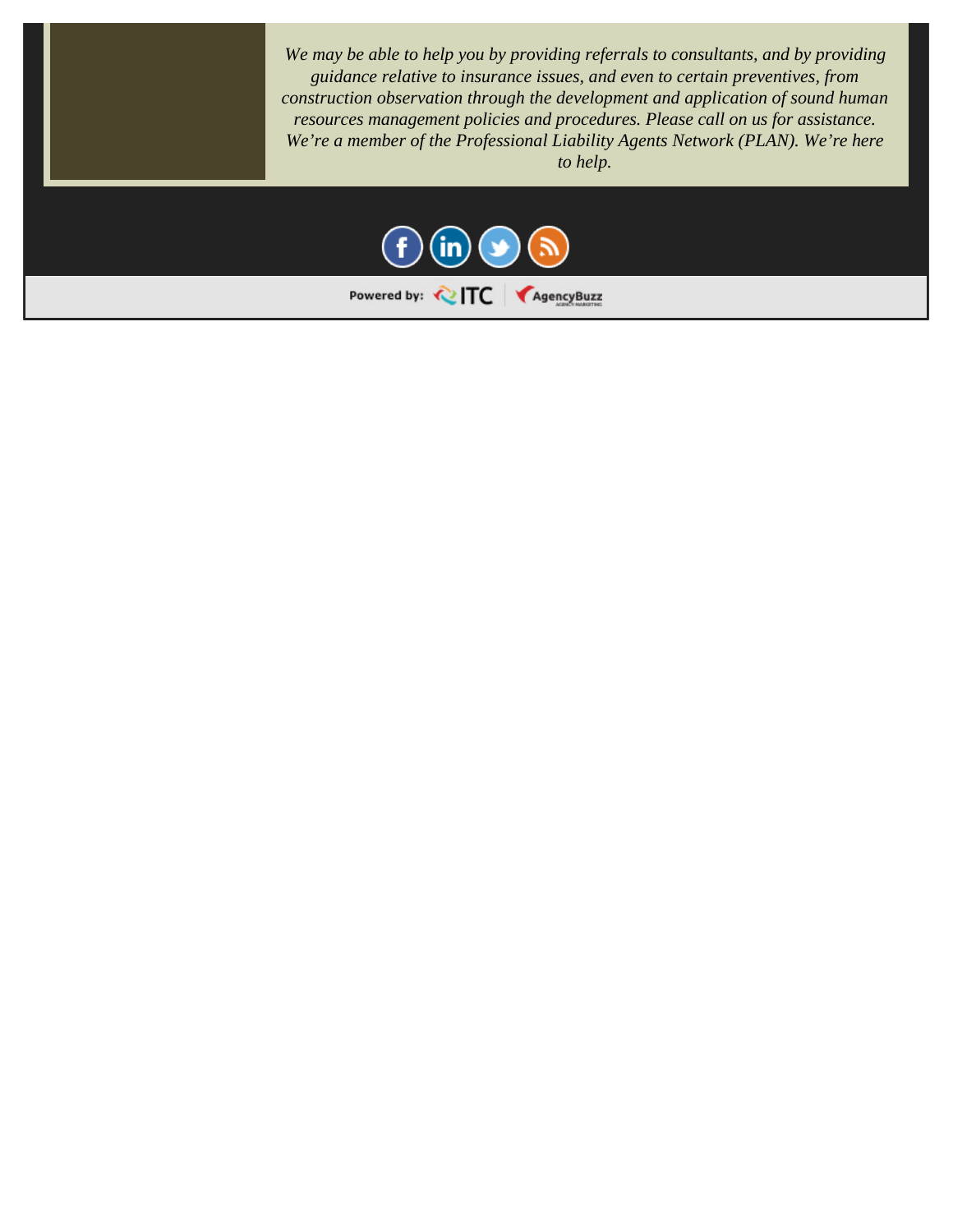*We may be able to help you by providing referrals to consultants, and by providing guidance relative to insurance issues, and even to certain preventives, from construction observation through the development and application of sound human resources management policies and procedures. Please call on us for assistance. We're a member of the Professional Liability Agents Network (PLAN). We're here to help.*

Powered by: ITC AgencyBuzz